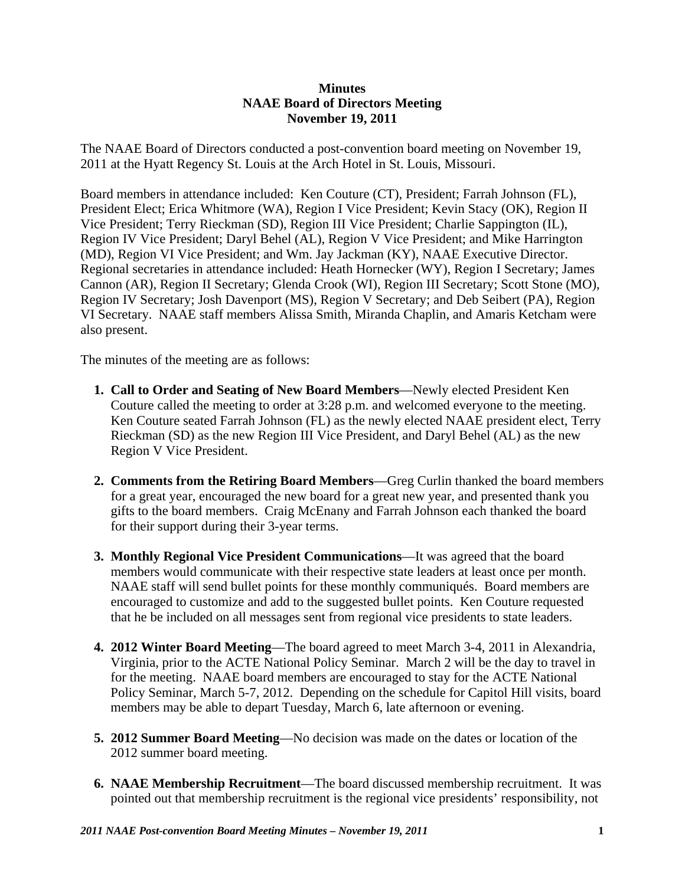**Minutes**
**NAAE Board of Directors Meeting**
**November 19, 2011**

The NAAE Board of Directors conducted a post-convention board meeting on November 19, 2011 at the Hyatt Regency St. Louis at the Arch Hotel in St. Louis, Missouri.

Board members in attendance included: Ken Couture (CT), President; Farrah Johnson (FL), President Elect; Erica Whitmore (WA), Region I Vice President; Kevin Stacy (OK), Region II Vice President; Terry Rieckman (SD), Region III Vice President; Charlie Sappington (IL), Region IV Vice President; Daryl Behel (AL), Region V Vice President; and Mike Harrington (MD), Region VI Vice President; and Wm. Jay Jackman (KY), NAAE Executive Director. Regional secretaries in attendance included: Heath Hornecker (WY), Region I Secretary; James Cannon (AR), Region II Secretary; Glenda Crook (WI), Region III Secretary; Scott Stone (MO), Region IV Secretary; Josh Davenport (MS), Region V Secretary; and Deb Seibert (PA), Region VI Secretary. NAAE staff members Alissa Smith, Miranda Chaplin, and Amaris Ketcham were also present.

The minutes of the meeting are as follows:

1. **Call to Order and Seating of New Board Members**—Newly elected President Ken Couture called the meeting to order at 3:28 p.m. and welcomed everyone to the meeting. Ken Couture seated Farrah Johnson (FL) as the newly elected NAAE president elect, Terry Rieckman (SD) as the new Region III Vice President, and Daryl Behel (AL) as the new Region V Vice President.

2. **Comments from the Retiring Board Members**—Greg Curlin thanked the board members for a great year, encouraged the new board for a great new year, and presented thank you gifts to the board members. Craig McEnany and Farrah Johnson each thanked the board for their support during their 3-year terms.

3. **Monthly Regional Vice President Communications**—It was agreed that the board members would communicate with their respective state leaders at least once per month. NAAE staff will send bullet points for these monthly communiqués. Board members are encouraged to customize and add to the suggested bullet points. Ken Couture requested that he be included on all messages sent from regional vice presidents to state leaders.

4. **2012 Winter Board Meeting**—The board agreed to meet March 3-4, 2011 in Alexandria, Virginia, prior to the ACTE National Policy Seminar. March 2 will be the day to travel in for the meeting. NAAE board members are encouraged to stay for the ACTE National Policy Seminar, March 5-7, 2012. Depending on the schedule for Capitol Hill visits, board members may be able to depart Tuesday, March 6, late afternoon or evening.

5. **2012 Summer Board Meeting**—No decision was made on the dates or location of the 2012 summer board meeting.

6. **NAAE Membership Recruitment**—The board discussed membership recruitment. It was pointed out that membership recruitment is the regional vice presidents' responsibility, not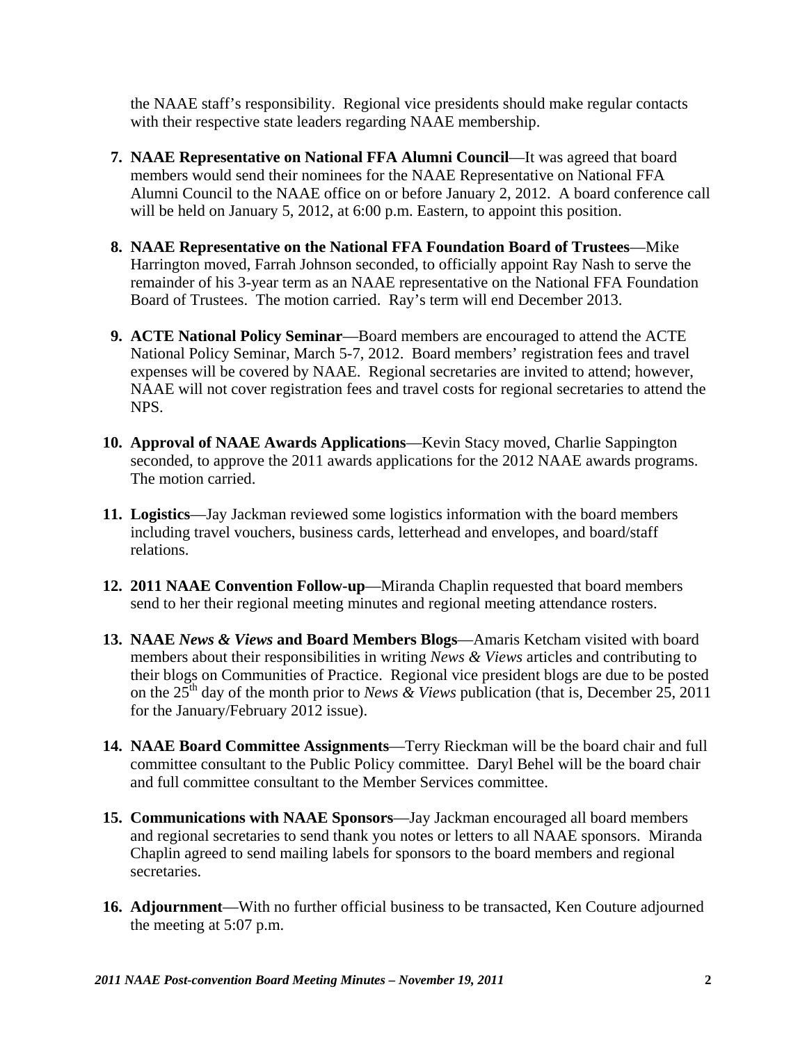the NAAE staff's responsibility. Regional vice presidents should make regular contacts with their respective state leaders regarding NAAE membership.

7. **NAAE Representative on National FFA Alumni Council**—It was agreed that board members would send their nominees for the NAAE Representative on National FFA Alumni Council to the NAAE office on or before January 2, 2012. A board conference call will be held on January 5, 2012, at 6:00 p.m. Eastern, to appoint this position.

8. **NAAE Representative on the National FFA Foundation Board of Trustees**—Mike Harrington moved, Farrah Johnson seconded, to officially appoint Ray Nash to serve the remainder of his 3-year term as an NAAE representative on the National FFA Foundation Board of Trustees. The motion carried. Ray's term will end December 2013.

9. **ACTE National Policy Seminar**—Board members are encouraged to attend the ACTE National Policy Seminar, March 5-7, 2012. Board members' registration fees and travel expenses will be covered by NAAE. Regional secretaries are invited to attend; however, NAAE will not cover registration fees and travel costs for regional secretaries to attend the NPS.

10. **Approval of NAAE Awards Applications**—Kevin Stacy moved, Charlie Sappington seconded, to approve the 2011 awards applications for the 2012 NAAE awards programs. The motion carried.

11. **Logistics**—Jay Jackman reviewed some logistics information with the board members including travel vouchers, business cards, letterhead and envelopes, and board/staff relations.

12. **2011 NAAE Convention Follow-up**—Miranda Chaplin requested that board members send to her their regional meeting minutes and regional meeting attendance rosters.

13. **NAAE *News & Views* and Board Members Blogs**—Amaris Ketcham visited with board members about their responsibilities in writing *News & Views* articles and contributing to their blogs on Communities of Practice. Regional vice president blogs are due to be posted on the 25th day of the month prior to *News & Views* publication (that is, December 25, 2011 for the January/February 2012 issue).

14. **NAAE Board Committee Assignments**—Terry Rieckman will be the board chair and full committee consultant to the Public Policy committee. Daryl Behel will be the board chair and full committee consultant to the Member Services committee.

15. **Communications with NAAE Sponsors**—Jay Jackman encouraged all board members and regional secretaries to send thank you notes or letters to all NAAE sponsors. Miranda Chaplin agreed to send mailing labels for sponsors to the board members and regional secretaries.

16. **Adjournment**—With no further official business to be transacted, Ken Couture adjourned the meeting at 5:07 p.m.